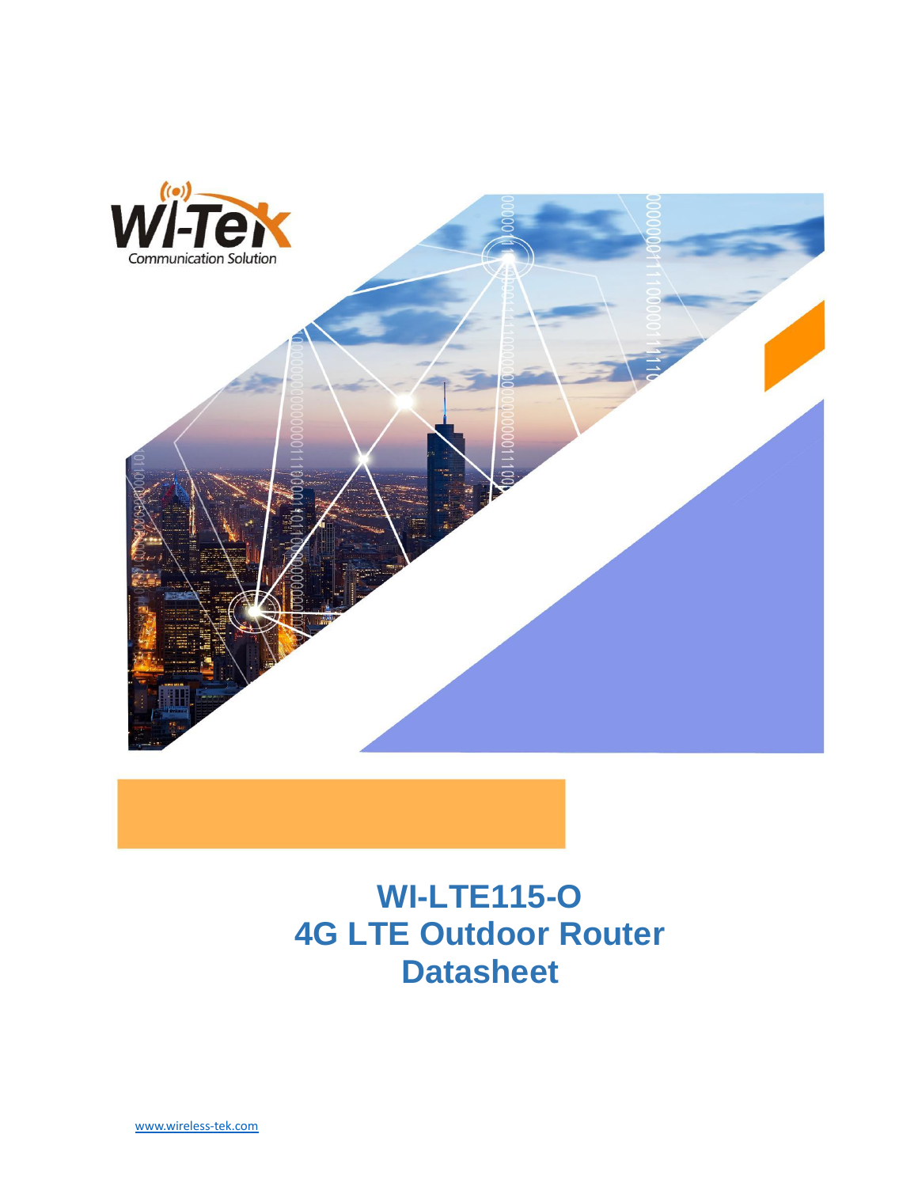Wi-Tek

Communication Solution

# WI-LTE115-O
# 4G LTE Outdoor Router
# Datasheet

www.wireless-tek.com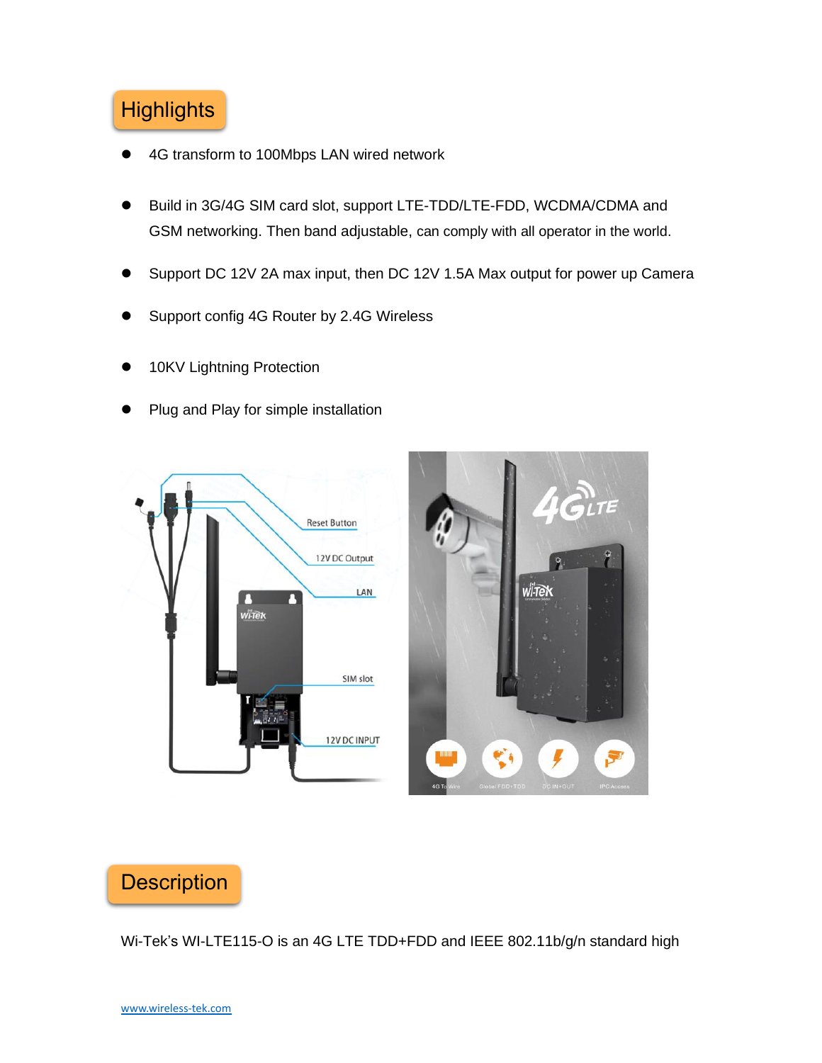## Highlights

- 4G transform to 100Mbps LAN wired network
- Build in 3G/4G SIM card slot, support LTE-TDD/LTE-FDD, WCDMA/CDMA and GSM networking. Then band adjustable, can comply with all operator in the world.
- Support DC 12V 2A max input, then DC 12V 1.5A Max output for power up Camera
- Support config 4G Router by 2.4G Wireless
- 10KV Lightning Protection
- Plug and Play for simple installation

## Description

Wi-Tek's WI-LTE115-O is an 4G LTE TDD+FDD and IEEE 802.11b/g/n standard high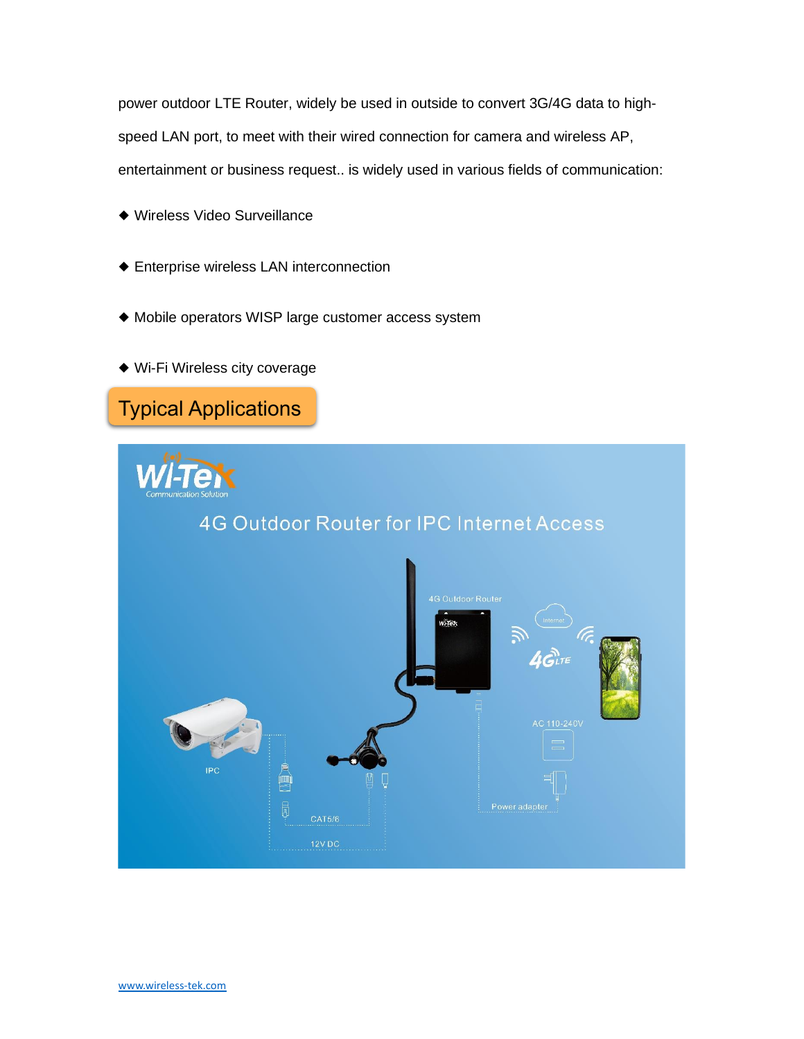power outdoor LTE Router, widely be used in outside to convert 3G/4G data to high-speed LAN port, to meet with their wired connection for camera and wireless AP, entertainment or business request.. is widely used in various fields of communication:

- Wireless Video Surveillance
- Enterprise wireless LAN interconnection
- Mobile operators WISP large customer access system
- Wi-Fi Wireless city coverage

## Typical Applications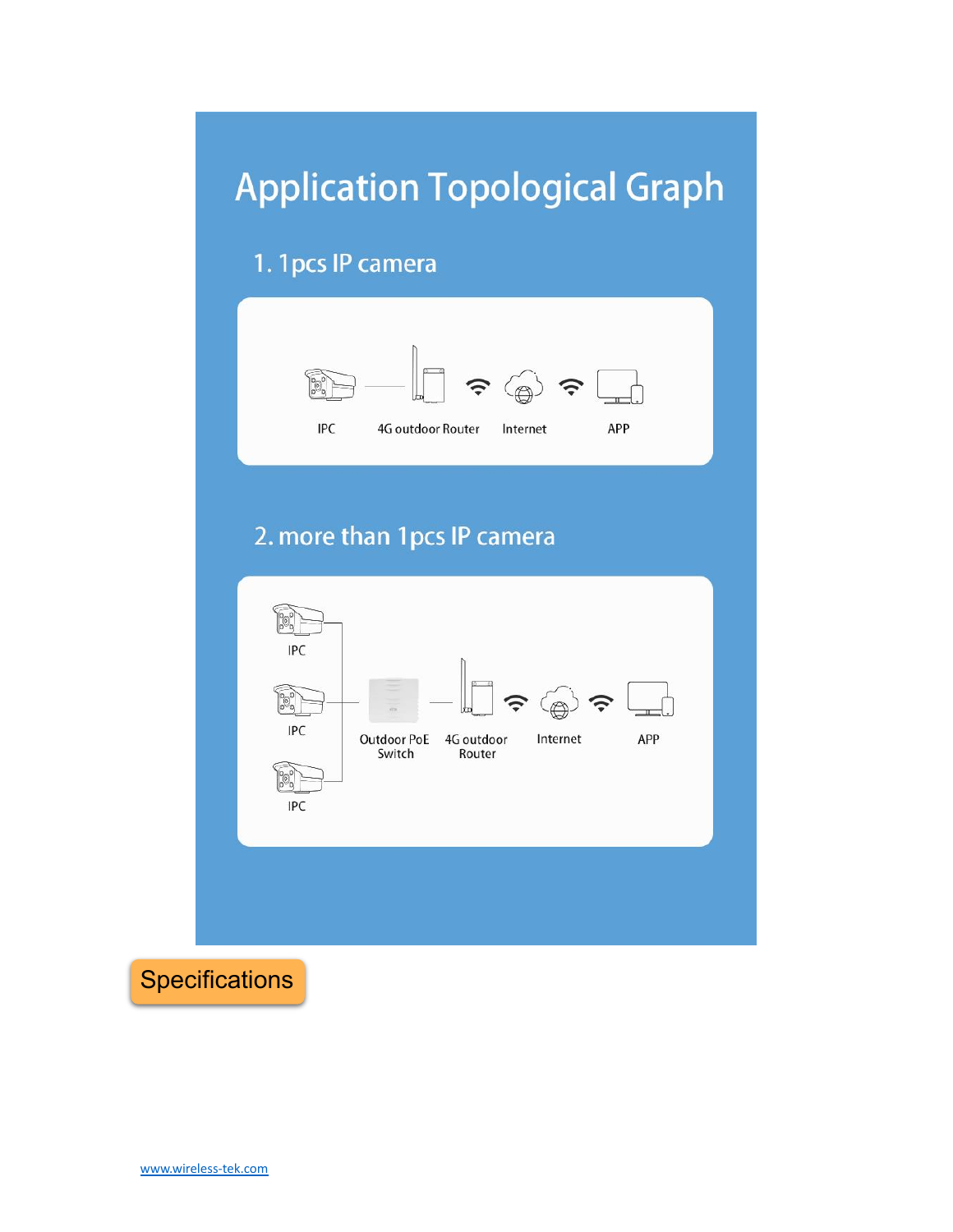# Application Topological Graph

## 1. 1pcs IP camera

IPC — 4G outdoor Router — Internet — APP

## 2. more than 1pcs IP camera

IPC, IPC, IPC — Outdoor PoE Switch — 4G outdoor Router — Internet — APP

## Specifications

www.wireless-tek.com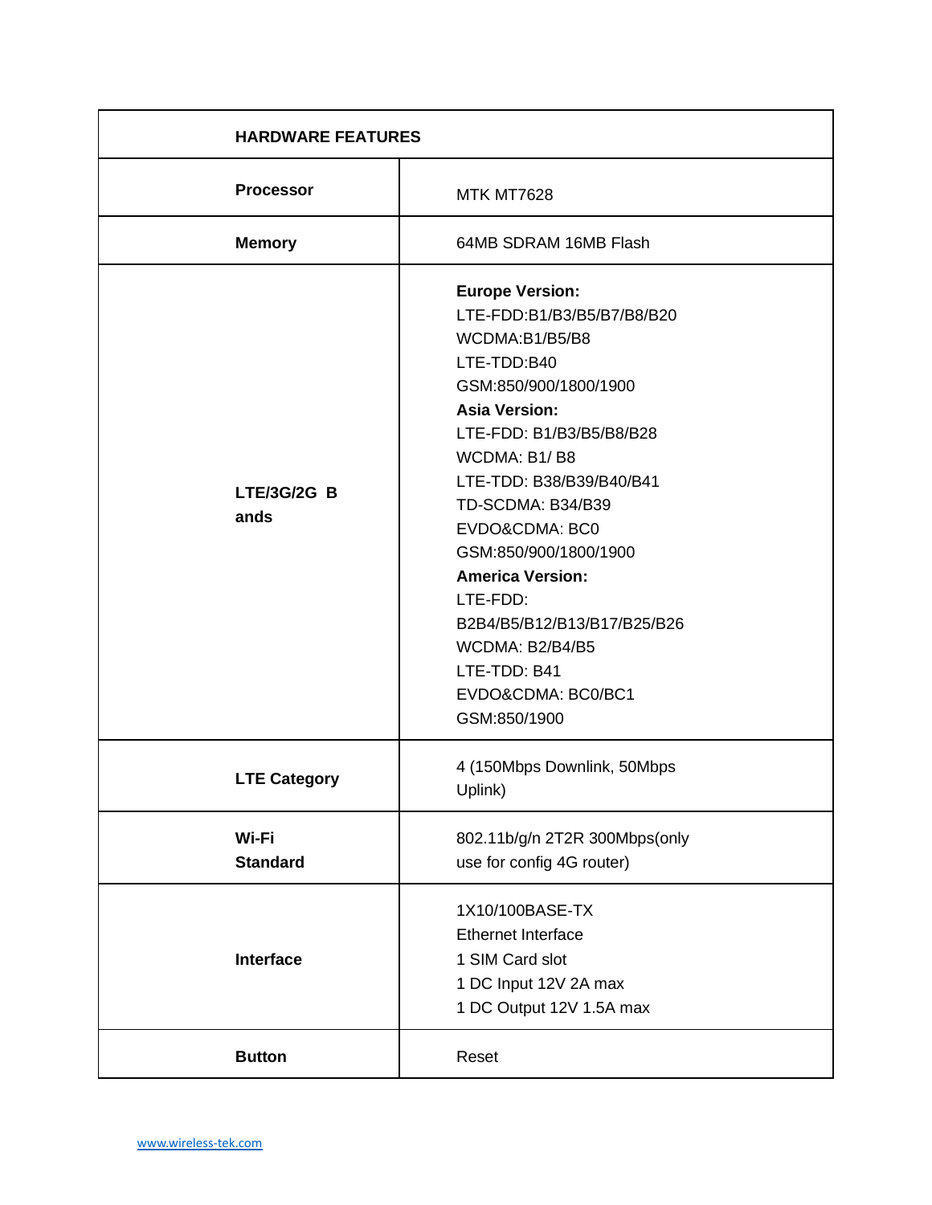| **HARDWARE FEATURES** | |
|---|---|
| **Processor** | MTK MT7628 |
| **Memory** | 64MB SDRAM 16MB Flash |
| **LTE/3G/2G Bands** | **Europe Version:**<br>LTE-FDD:B1/B3/B5/B7/B8/B20<br>WCDMA:B1/B5/B8<br>LTE-TDD:B40<br>GSM:850/900/1800/1900<br>**Asia Version:**<br>LTE-FDD: B1/B3/B5/B8/B28<br>WCDMA: B1/ B8<br>LTE-TDD: B38/B39/B40/B41<br>TD-SCDMA: B34/B39<br>EVDO&CDMA: BC0<br>GSM:850/900/1800/1900<br>**America Version:**<br>LTE-FDD: B2B4/B5/B12/B13/B17/B25/B26<br>WCDMA: B2/B4/B5<br>LTE-TDD: B41<br>EVDO&CDMA: BC0/BC1<br>GSM:850/1900 |
| **LTE Category** | 4 (150Mbps Downlink, 50Mbps Uplink) |
| **Wi-Fi Standard** | 802.11b/g/n 2T2R 300Mbps(only use for config 4G router) |
| **Interface** | 1X10/100BASE-TX Ethernet Interface<br>1 SIM Card slot<br>1 DC Input 12V 2A max<br>1 DC Output 12V 1.5A max |
| **Button** | Reset |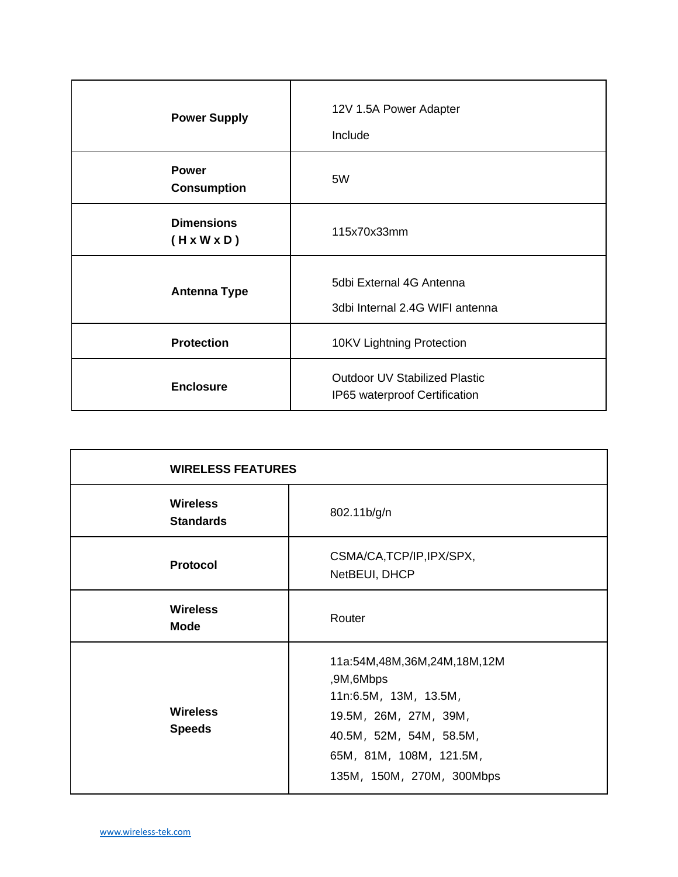| | |
|---|---|
| **Power Supply** | 12V 1.5A Power Adapter<br>Include |
| **Power Consumption** | 5W |
| **Dimensions ( H x W x D )** | 115x70x33mm |
| **Antenna Type** | 5dbi External 4G Antenna<br>3dbi Internal 2.4G WIFI antenna |
| **Protection** | 10KV Lightning Protection |
| **Enclosure** | Outdoor UV Stabilized Plastic<br>IP65 waterproof Certification |

| **WIRELESS FEATURES** | |
|---|---|
| **Wireless Standards** | 802.11b/g/n |
| **Protocol** | CSMA/CA,TCP/IP,IPX/SPX, NetBEUI, DHCP |
| **Wireless Mode** | Router |
| **Wireless Speeds** | 11a:54M,48M,36M,24M,18M,12M ,9M,6Mbps<br>11n:6.5M，13M，13.5M，<br>19.5M，26M，27M，39M，<br>40.5M，52M，54M，58.5M，<br>65M，81M，108M，121.5M，<br>135M，150M，270M，300Mbps |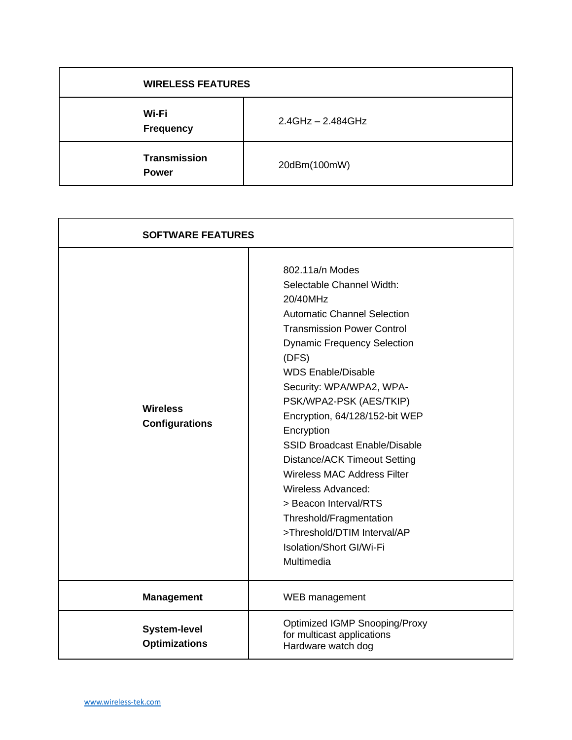| WIRELESS FEATURES | |
|---|---|
| **Wi-Fi Frequency** | 2.4GHz – 2.484GHz |
| **Transmission Power** | 20dBm(100mW) |

| SOFTWARE FEATURES | |
|---|---|
| **Wireless Configurations** | 802.11a/n Modes<br>Selectable Channel Width: 20/40MHz<br>Automatic Channel Selection<br>Transmission Power Control<br>Dynamic Frequency Selection (DFS)<br>WDS Enable/Disable<br>Security: WPA/WPA2, WPA-PSK/WPA2-PSK (AES/TKIP) Encryption, 64/128/152-bit WEP Encryption<br>SSID Broadcast Enable/Disable<br>Distance/ACK Timeout Setting<br>Wireless MAC Address Filter<br>Wireless Advanced:<br>> Beacon Interval/RTS Threshold/Fragmentation<br>>Threshold/DTIM Interval/AP Isolation/Short GI/Wi-Fi Multimedia |
| **Management** | WEB management |
| **System-level Optimizations** | Optimized IGMP Snooping/Proxy for multicast applications<br>Hardware watch dog |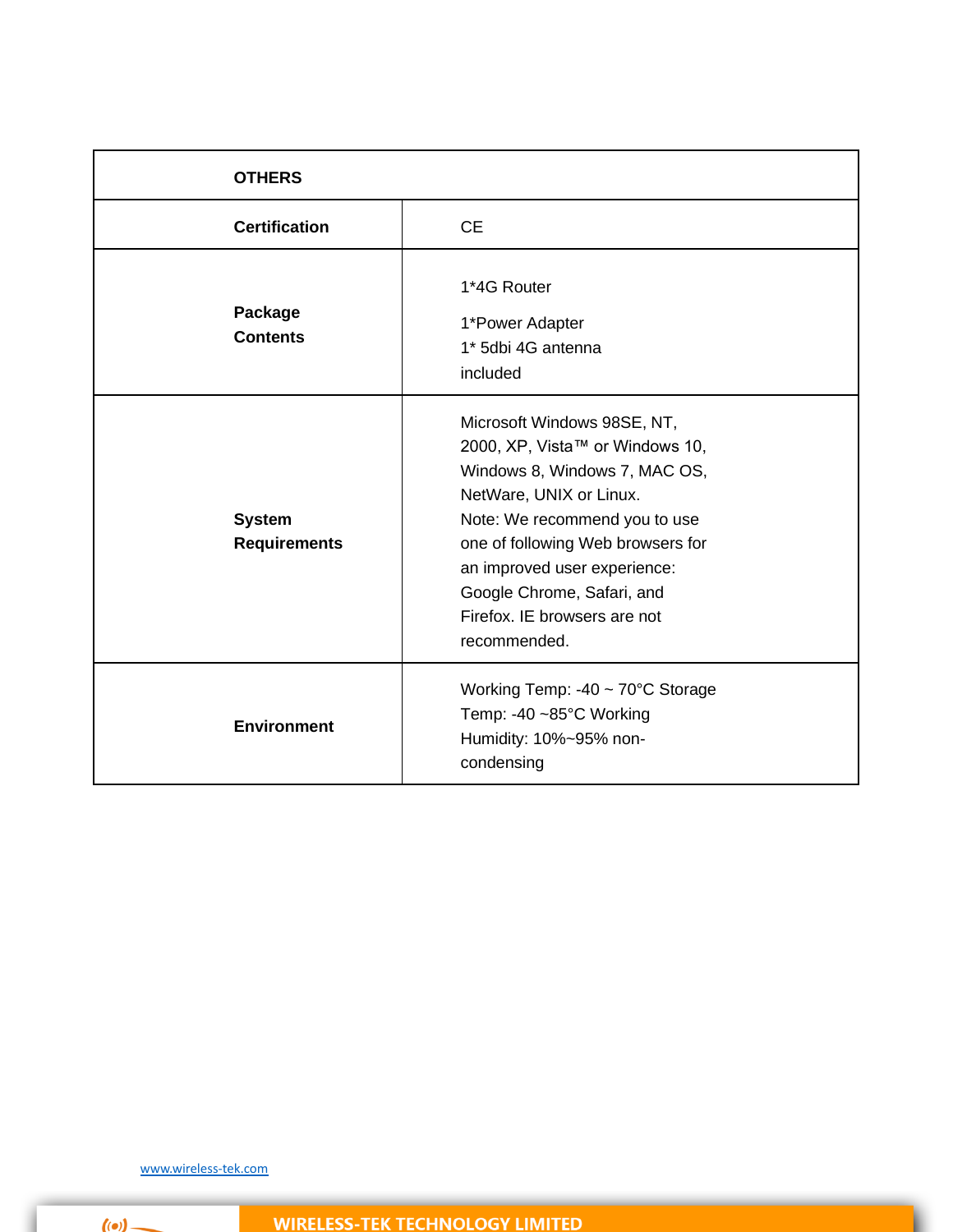| OTHERS | |
|---|---|
| **Certification** | CE |
| **Package Contents** | 1*4G Router<br>1*Power Adapter<br>1* 5dbi 4G antenna included |
| **System Requirements** | Microsoft Windows 98SE, NT, 2000, XP, Vista™ or Windows 10, Windows 8, Windows 7, MAC OS, NetWare, UNIX or Linux.<br>Note: We recommend you to use one of following Web browsers for an improved user experience: Google Chrome, Safari, and Firefox. IE browsers are not recommended. |
| **Environment** | Working Temp: -40 ~ 70°C Storage Temp: -40 ~85°C Working Humidity: 10%~95% non-condensing |